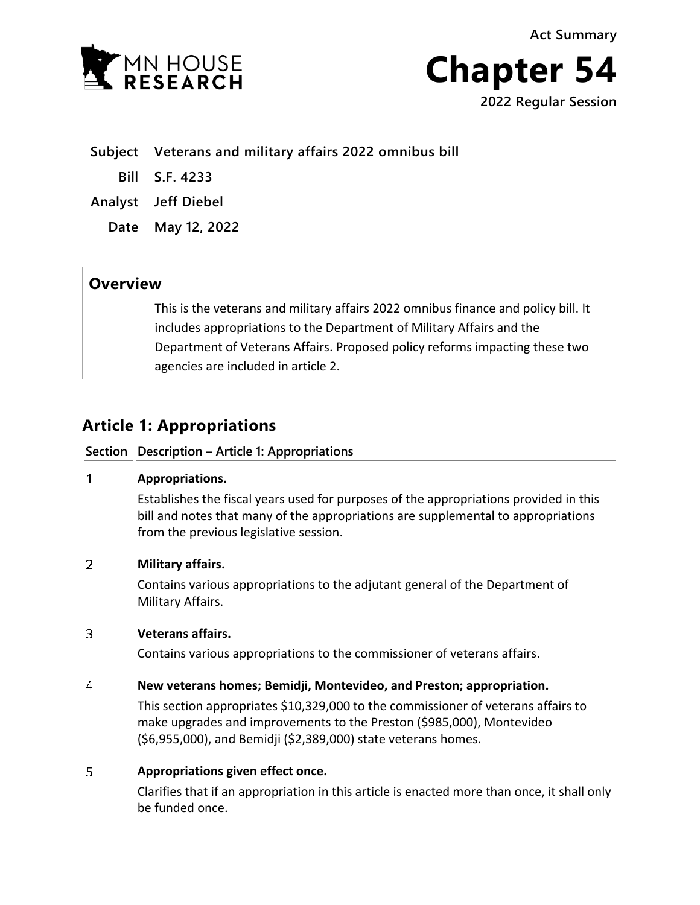Act Summary

# Chapter 54

2022 Regular Session

| | |
|---|---|
| **Subject** | **Veterans and military affairs 2022 omnibus bill** |
| **Bill** | **S.F. 4233** |
| **Analyst** | **Jeff Diebel** |
| **Date** | **May 12, 2022** |

## Overview

This is the veterans and military affairs 2022 omnibus finance and policy bill. It includes appropriations to the Department of Military Affairs and the Department of Veterans Affairs. Proposed policy reforms impacting these two agencies are included in article 2.

## Article 1: Appropriations

| Section | Description – Article 1: Appropriations |
|---|---|
| 1 | **Appropriations.** Establishes the fiscal years used for purposes of the appropriations provided in this bill and notes that many of the appropriations are supplemental to appropriations from the previous legislative session. |
| 2 | **Military affairs.** Contains various appropriations to the adjutant general of the Department of Military Affairs. |
| 3 | **Veterans affairs.** Contains various appropriations to the commissioner of veterans affairs. |
| 4 | **New veterans homes; Bemidji, Montevideo, and Preston; appropriation.** This section appropriates $10,329,000 to the commissioner of veterans affairs to make upgrades and improvements to the Preston ($985,000), Montevideo ($6,955,000), and Bemidji ($2,389,000) state veterans homes. |
| 5 | **Appropriations given effect once.** Clarifies that if an appropriation in this article is enacted more than once, it shall only be funded once. |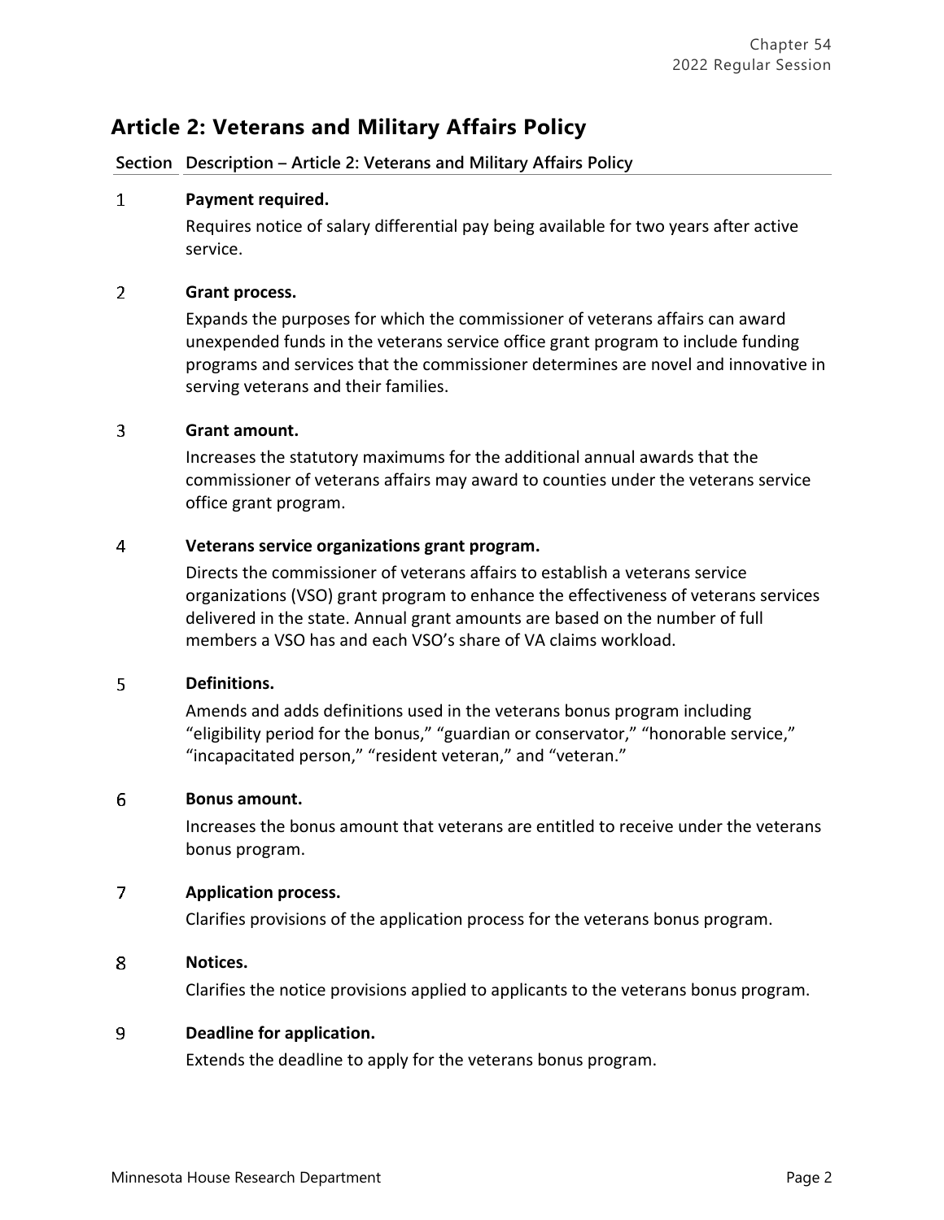## Article 2: Veterans and Military Affairs Policy

| Section | Description – Article 2: Veterans and Military Affairs Policy |
|---|---|
| 1 | **Payment required.**<br>Requires notice of salary differential pay being available for two years after active service. |
| 2 | **Grant process.**<br>Expands the purposes for which the commissioner of veterans affairs can award unexpended funds in the veterans service office grant program to include funding programs and services that the commissioner determines are novel and innovative in serving veterans and their families. |
| 3 | **Grant amount.**<br>Increases the statutory maximums for the additional annual awards that the commissioner of veterans affairs may award to counties under the veterans service office grant program. |
| 4 | **Veterans service organizations grant program.**<br>Directs the commissioner of veterans affairs to establish a veterans service organizations (VSO) grant program to enhance the effectiveness of veterans services delivered in the state. Annual grant amounts are based on the number of full members a VSO has and each VSO's share of VA claims workload. |
| 5 | **Definitions.**<br>Amends and adds definitions used in the veterans bonus program including "eligibility period for the bonus," "guardian or conservator," "honorable service," "incapacitated person," "resident veteran," and "veteran." |
| 6 | **Bonus amount.**<br>Increases the bonus amount that veterans are entitled to receive under the veterans bonus program. |
| 7 | **Application process.**<br>Clarifies provisions of the application process for the veterans bonus program. |
| 8 | **Notices.**<br>Clarifies the notice provisions applied to applicants to the veterans bonus program. |
| 9 | **Deadline for application.**<br>Extends the deadline to apply for the veterans bonus program. |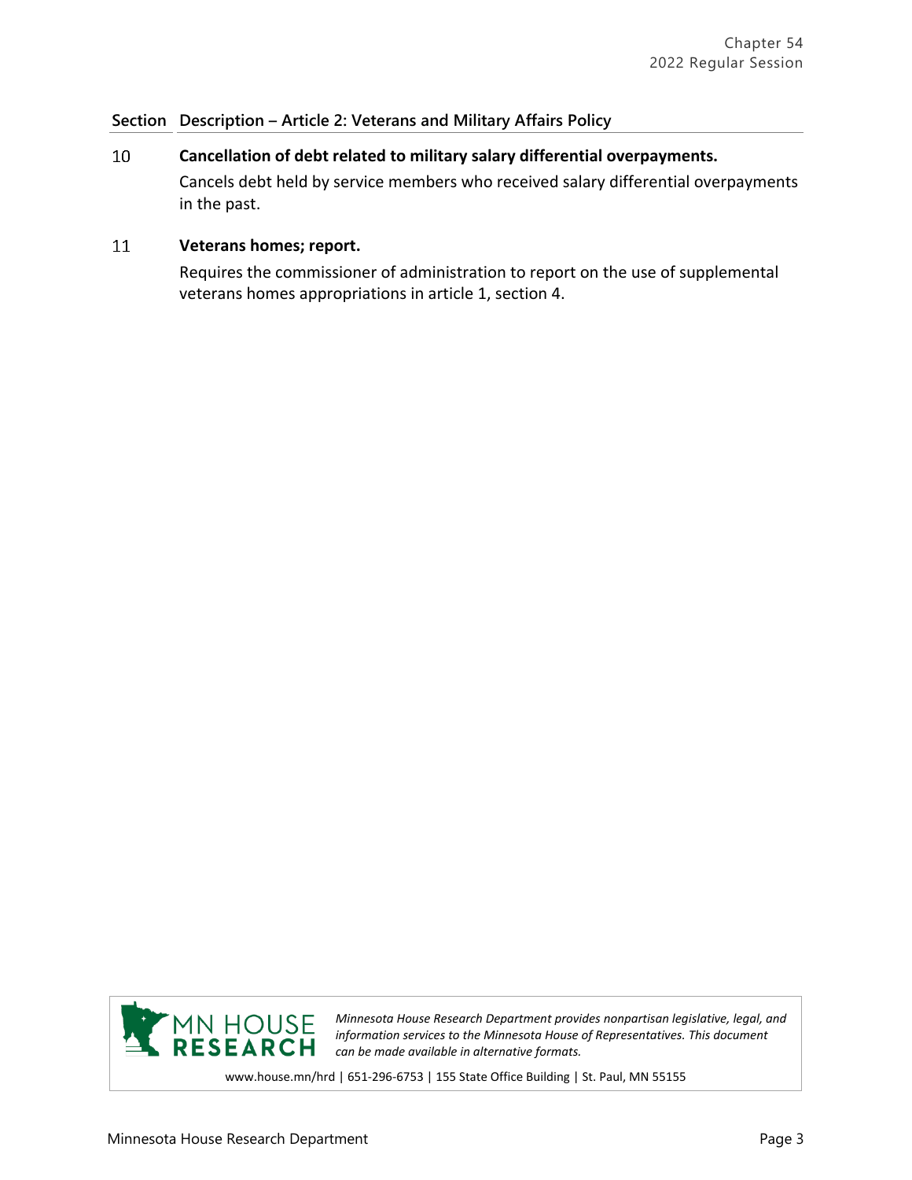| Section | Description – Article 2: Veterans and Military Affairs Policy |
|---|---|
| 10 | **Cancellation of debt related to military salary differential overpayments.** Cancels debt held by service members who received salary differential overpayments in the past. |
| 11 | **Veterans homes; report.** Requires the commissioner of administration to report on the use of supplemental veterans homes appropriations in article 1, section 4. |

*Minnesota House Research Department provides nonpartisan legislative, legal, and information services to the Minnesota House of Representatives. This document can be made available in alternative formats.*

www.house.mn/hrd | 651-296-6753 | 155 State Office Building | St. Paul, MN 55155